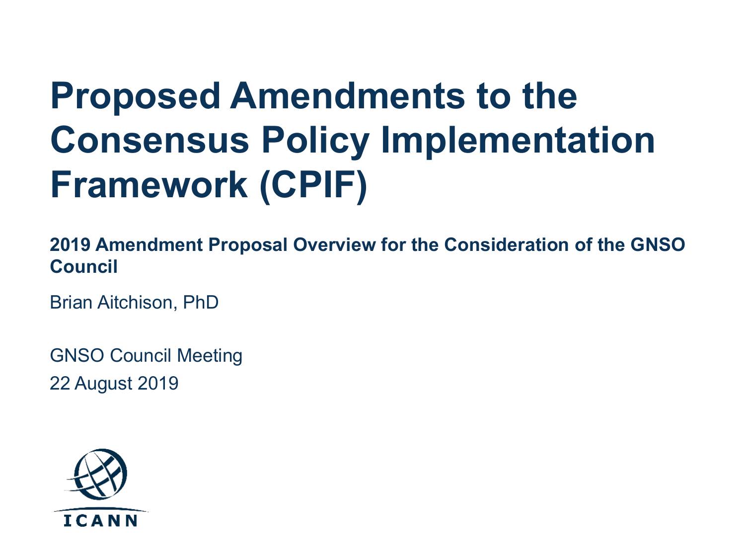# Proposed Amendments to the Consensus Policy Implementation Framework (CPIF)

**2019 Amendment Proposal Overview for the Consideration of the GNSO Council**

Brian Aitchison, PhD

GNSO Council Meeting

22 August 2019

ICANN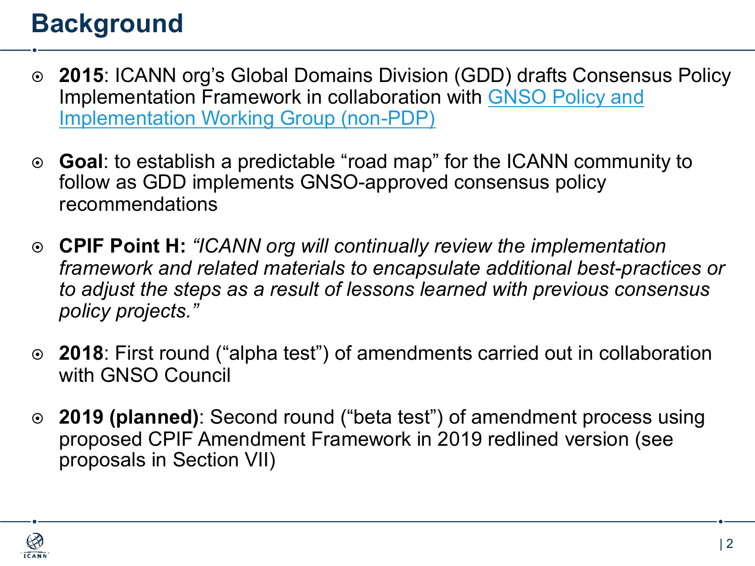# Background

- **2015**: ICANN org's Global Domains Division (GDD) drafts Consensus Policy Implementation Framework in collaboration with GNSO Policy and Implementation Working Group (non-PDP)

- **Goal**: to establish a predictable "road map" for the ICANN community to follow as GDD implements GNSO-approved consensus policy recommendations

- **CPIF Point H:** *"ICANN org will continually review the implementation framework and related materials to encapsulate additional best-practices or to adjust the steps as a result of lessons learned with previous consensus policy projects."*

- **2018**: First round ("alpha test") of amendments carried out in collaboration with GNSO Council

- **2019 (planned)**: Second round ("beta test") of amendment process using proposed CPIF Amendment Framework in 2019 redlined version (see proposals in Section VII)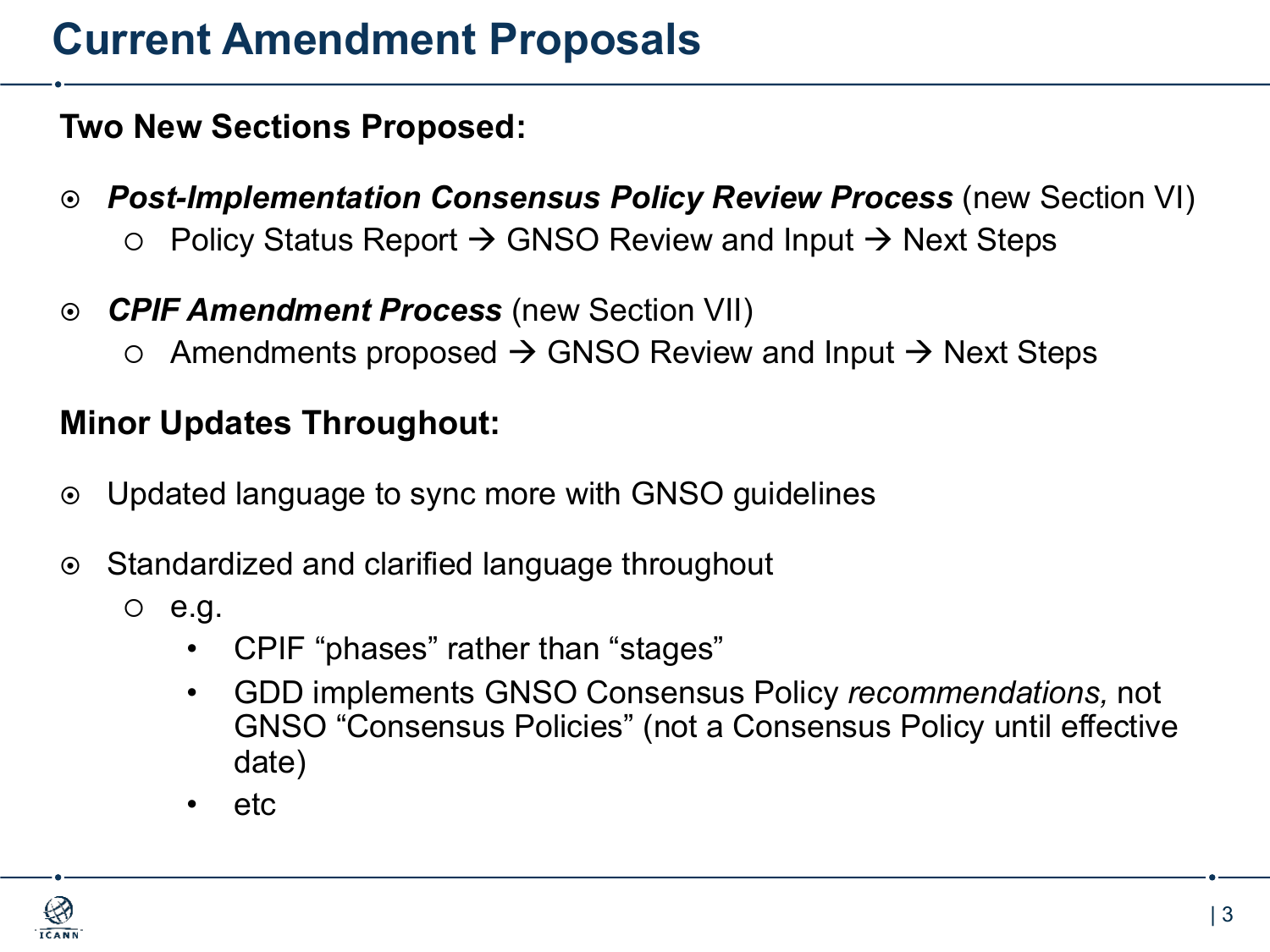# Current Amendment Proposals

**Two New Sections Proposed:**

- ***Post-Implementation Consensus Policy Review Process*** (new Section VI)
  - Policy Status Report → GNSO Review and Input → Next Steps
- ***CPIF Amendment Process*** (new Section VII)
  - Amendments proposed → GNSO Review and Input → Next Steps

**Minor Updates Throughout:**

- Updated language to sync more with GNSO guidelines
- Standardized and clarified language throughout
  - e.g.
    - CPIF "phases" rather than "stages"
    - GDD implements GNSO Consensus Policy *recommendations,* not GNSO "Consensus Policies" (not a Consensus Policy until effective date)
    - etc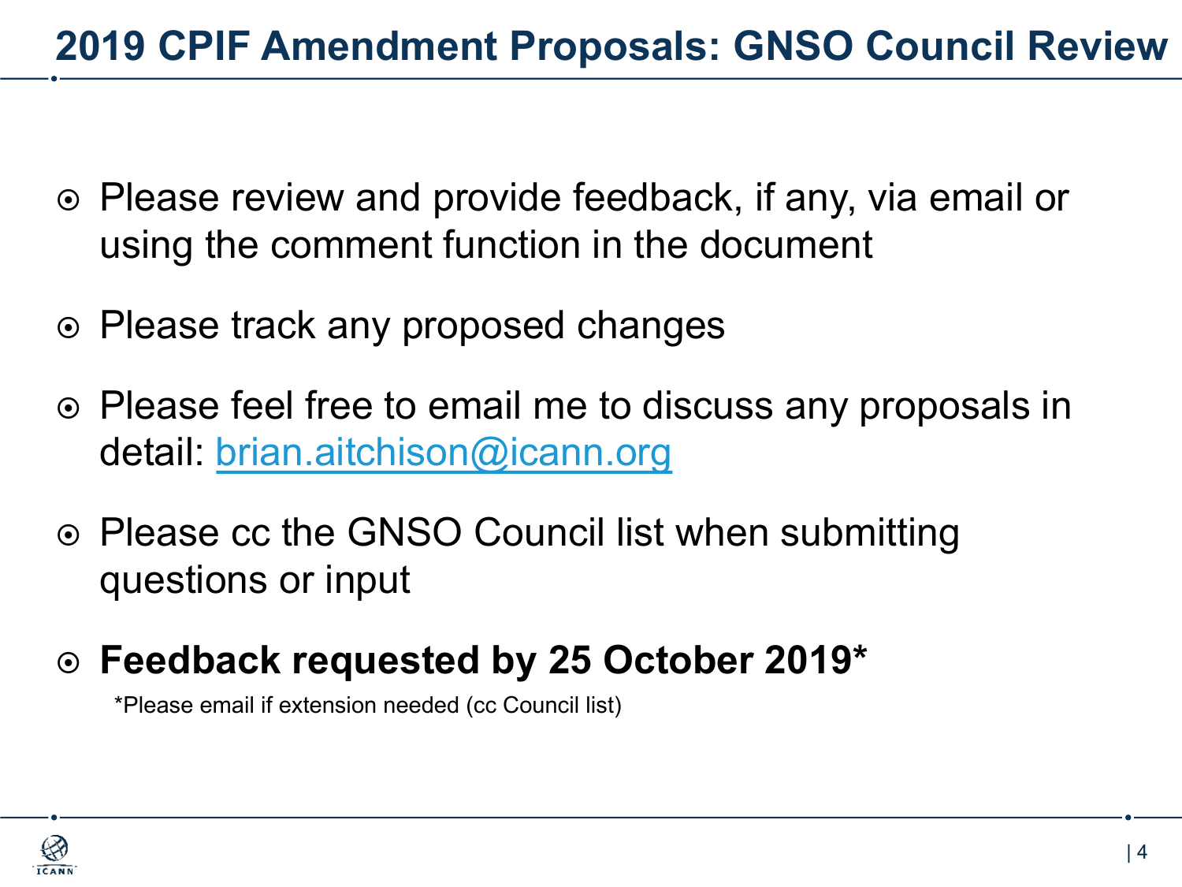# 2019 CPIF Amendment Proposals: GNSO Council Review

- Please review and provide feedback, if any, via email or using the comment function in the document
- Please track any proposed changes
- Please feel free to email me to discuss any proposals in detail: brian.aitchison@icann.org
- Please cc the GNSO Council list when submitting questions or input
- **Feedback requested by 25 October 2019***

  *Please email if extension needed (cc Council list)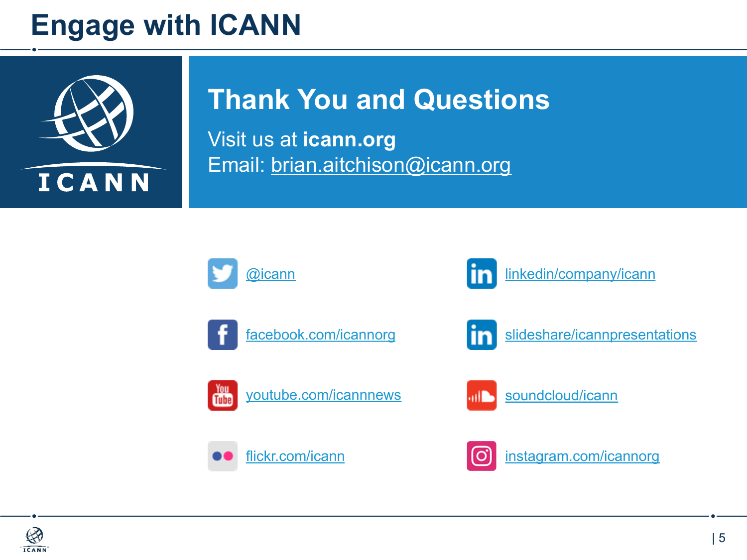# Engage with ICANN

## Thank You and Questions

Visit us at **icann.org**
Email: brian.aitchison@icann.org

- @icann
- facebook.com/icannorg
- youtube.com/icannnews
- flickr.com/icann
- linkedin/company/icann
- slideshare/icannpresentations
- soundcloud/icann
- instagram.com/icannorg